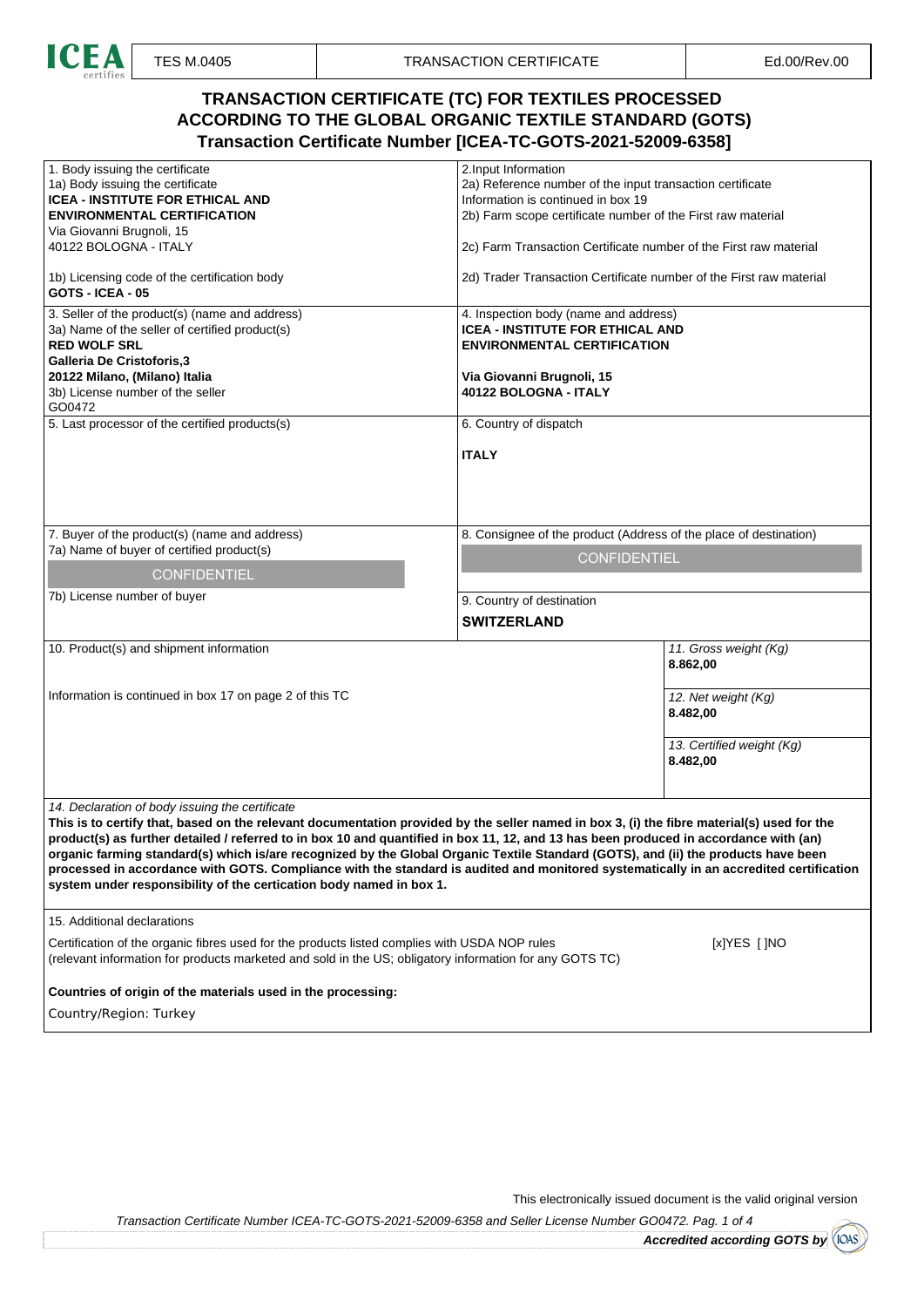# TRANSACTION CERTIFICATE (TC) FOR TEXTILES PROCESSED ACCORDING TO THE GLOBAL ORGANIC TEXTILE STANDARD (GOTS)

## Transaction Certificate Number [ICEA-TC-GOTS-2021-52009-6358]

| | |
|---|---|
| 1. Body issuing the certificate<br>1a) Body issuing the certificate<br>**ICEA - INSTITUTE FOR ETHICAL AND ENVIRONMENTAL CERTIFICATION**<br>Via Giovanni Brugnoli, 15<br>40122 BOLOGNA - ITALY<br><br>1b) Licensing code of the certification body<br>**GOTS - ICEA - 05** | 2.Input Information<br>2a) Reference number of the input transaction certificate<br>Information is continued in box 19<br>2b) Farm scope certificate number of the First raw material<br><br>2c) Farm Transaction Certificate number of the First raw material<br><br>2d) Trader Transaction Certificate number of the First raw material |
| 3. Seller of the product(s) (name and address)<br>3a) Name of the seller of certified product(s)<br>**RED WOLF SRL**<br>**Galleria De Cristoforis,3**<br>**20122 Milano, (Milano) Italia**<br>3b) License number of the seller<br>GO0472 | 4. Inspection body (name and address)<br>**ICEA - INSTITUTE FOR ETHICAL AND ENVIRONMENTAL CERTIFICATION**<br><br>**Via Giovanni Brugnoli, 15**<br>**40122 BOLOGNA - ITALY** |
| 5. Last processor of the certified products(s) | 6. Country of dispatch<br><br>**ITALY** |
| 7. Buyer of the product(s) (name and address)<br>7a) Name of buyer of certified product(s)<br>CONFIDENTIEL<br><br>7b) License number of buyer | 8. Consignee of the product (Address of the place of destination)<br>CONFIDENTIEL<br><br>9. Country of destination<br>**SWITZERLAND** |

| | |
|---|---|
| 10. Product(s) and shipment information<br><br>Information is continued in box 17 on page 2 of this TC | *11. Gross weight (Kg)*<br>**8.862,00**<br><br>*12. Net weight (Kg)*<br>**8.482,00**<br><br>*13. Certified weight (Kg)*<br>**8.482,00** |

*14. Declaration of body issuing the certificate*

**This is to certify that, based on the relevant documentation provided by the seller named in box 3, (i) the fibre material(s) used for the product(s) as further detailed / referred to in box 10 and quantified in box 11, 12, and 13 has been produced in accordance with (an) organic farming standard(s) which is/are recognized by the Global Organic Textile Standard (GOTS), and (ii) the products have been processed in accordance with GOTS. Compliance with the standard is audited and monitored systematically in an accredited certification system under responsibility of the certication body named in box 1.**

15. Additional declarations

Certification of the organic fibres used for the products listed complies with USDA NOP rules (relevant information for products marketed and sold in the US; obligatory information for any GOTS TC) [x]YES [ ]NO

**Countries of origin of the materials used in the processing:**

Country/Region: Turkey

This electronically issued document is the valid original version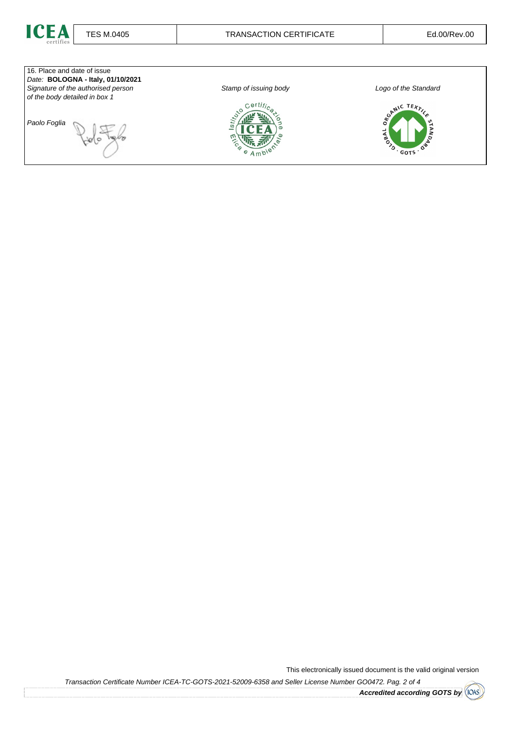16. Place and date of issue

*Date:* **BOLOGNA - Italy, 01/10/2021**

| *Signature of the authorised person of the body detailed in box 1* | *Stamp of issuing body* | *Logo of the Standard* |
| --- | --- | --- |
| *Paolo Foglia* | | |

This electronically issued document is the valid original version

*Transaction Certificate Number ICEA-TC-GOTS-2021-52009-6358 and Seller License Number GO0472.*

***Accredited according GOTS by***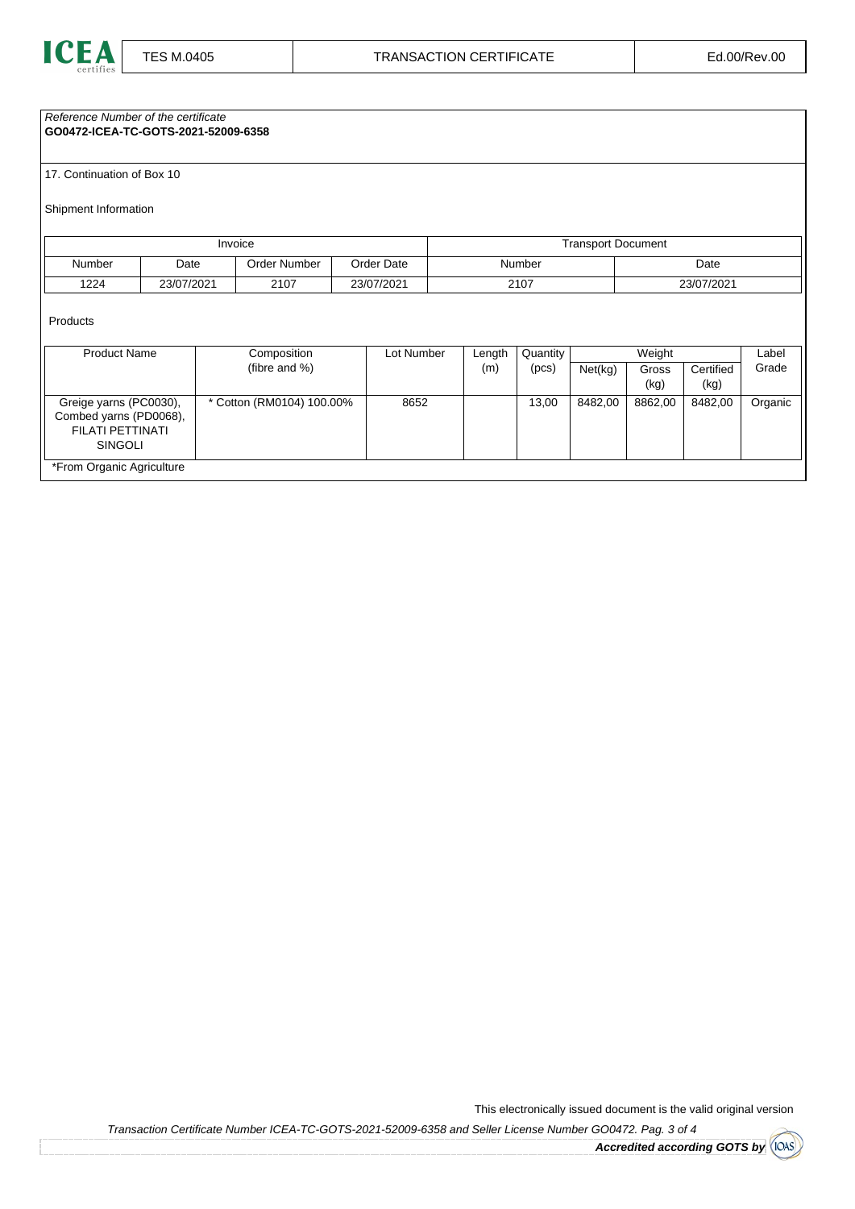*Reference Number of the certificate*
**GO0472-ICEA-TC-GOTS-2021-52009-6358**

17. Continuation of Box 10

Shipment Information

| Invoice | | | | Transport Document | |
|---|---|---|---|---|---|
| Number | Date | Order Number | Order Date | Number | Date |
| 1224 | 23/07/2021 | 2107 | 23/07/2021 | 2107 | 23/07/2021 |

Products

| Product Name | Composition (fibre and %) | Lot Number | Length (m) | Quantity (pcs) | Weight | | | Label Grade |
|---|---|---|---|---|---|---|---|---|
| | | | | | Net(kg) | Gross (kg) | Certified (kg) | |
| Greige yarns (PC0030), Combed yarns (PD0068), FILATI PETTINATI SINGOLI | * Cotton (RM0104) 100.00% | 8652 | | 13,00 | 8482,00 | 8862,00 | 8482,00 | Organic |

*From Organic Agriculture

This electronically issued document is the valid original version

*Transaction Certificate Number ICEA-TC-GOTS-2021-52009-6358 and Seller License Number GO0472. Pag. 3 of 4*

***Accredited according GOTS by***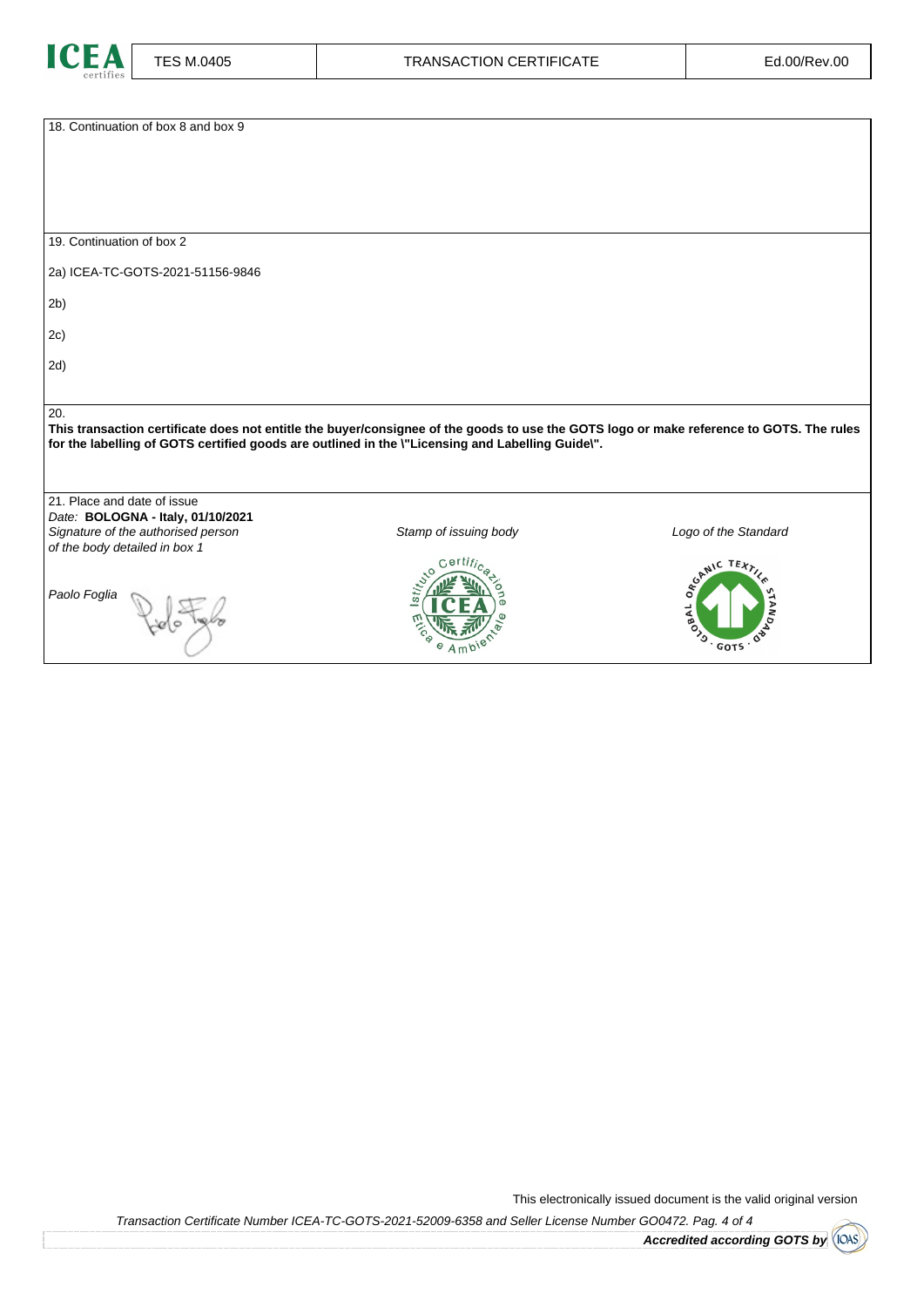18. Continuation of box 8 and box 9

19. Continuation of box 2

2a) ICEA-TC-GOTS-2021-51156-9846

2b)

2c)

2d)

20.

**This transaction certificate does not entitle the buyer/consignee of the goods to use the GOTS logo or make reference to GOTS. The rules for the labelling of GOTS certified goods are outlined in the \"Licensing and Labelling Guide\".**

21. Place and date of issue

*Date:* **BOLOGNA - Italy, 01/10/2021**

| | | |
|---|---|---|
| *Signature of the authorised person of the body detailed in box 1* | *Stamp of issuing body* | *Logo of the Standard* |
| *Paolo Foglia* | | |

This electronically issued document is the valid original version

*Transaction Certificate Number ICEA-TC-GOTS-2021-52009-6358 and Seller License Number GO0472.*

***Accredited according GOTS by***